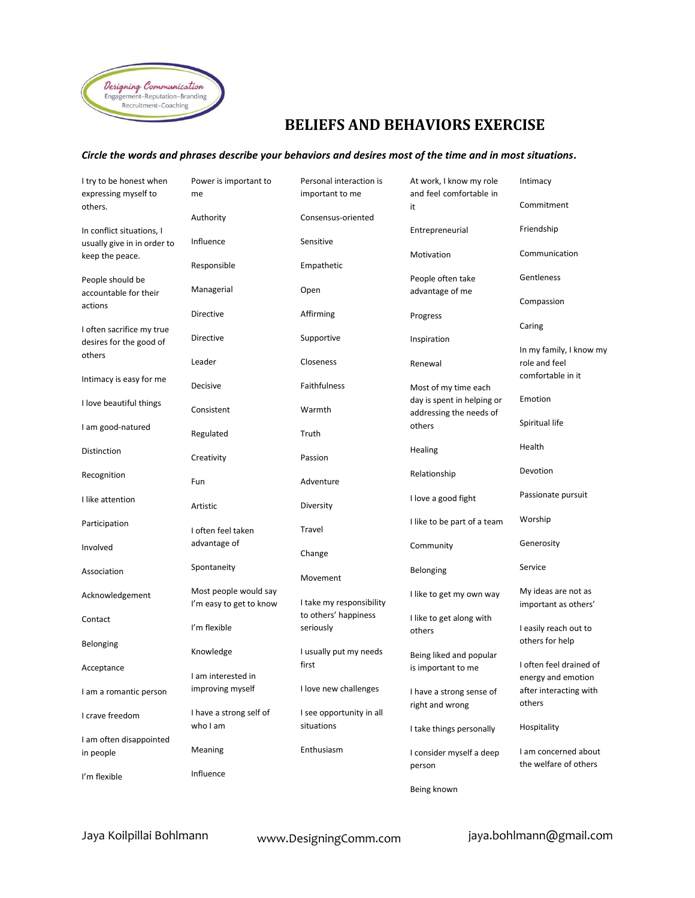Designing Communication
Engagement-Reputation-Branding
Recruitment-Coaching

# BELIEFS AND BEHAVIORS EXERCISE

***Circle the words and phrases describe your behaviors and desires most of the time and in most situations.***

I try to be honest when expressing myself to others.

In conflict situations, I usually give in in order to keep the peace.

People should be accountable for their actions

I often sacrifice my true desires for the good of others

Intimacy is easy for me

I love beautiful things

I am good-natured

Distinction

Recognition

I like attention

Participation

Involved

Association

Acknowledgement

Contact

Belonging

Acceptance

I am a romantic person

I crave freedom

I am often disappointed in people

I'm flexible

Power is important to me

Authority

Influence

Responsible

Managerial

Directive

Directive

Leader

Decisive

Consistent

Regulated

Creativity

Fun

Artistic

I often feel taken advantage of

Spontaneity

Most people would say I'm easy to get to know

I'm flexible

Knowledge

I am interested in improving myself

I have a strong self of who I am

Meaning

Influence

Personal interaction is important to me

Consensus-oriented

Sensitive

Empathetic

Open

Affirming

Supportive

Closeness

Faithfulness

Warmth

Truth

Passion

Adventure

Diversity

Travel

Change

Movement

I take my responsibility to others' happiness seriously

I usually put my needs first

I love new challenges

I see opportunity in all situations

Enthusiasm

At work, I know my role and feel comfortable in it

Entrepreneurial

Motivation

People often take advantage of me

Progress

Inspiration

Renewal

Most of my time each day is spent in helping or addressing the needs of others

Healing

Relationship

I love a good fight

I like to be part of a team

Community

Belonging

I like to get my own way

I like to get along with others

Being liked and popular is important to me

I have a strong sense of right and wrong

I take things personally

I consider myself a deep person

Being known

Intimacy

Commitment

Friendship

Communication

Gentleness

Compassion

Caring

In my family, I know my role and feel comfortable in it

Emotion

Spiritual life

Health

Devotion

Passionate pursuit

Worship

Generosity

Service

My ideas are not as important as others'

I easily reach out to others for help

I often feel drained of energy and emotion after interacting with others

Hospitality

I am concerned about the welfare of others

Jaya Koilpillai Bohlmann www.DesigningComm.com jaya.bohlmann@gmail.com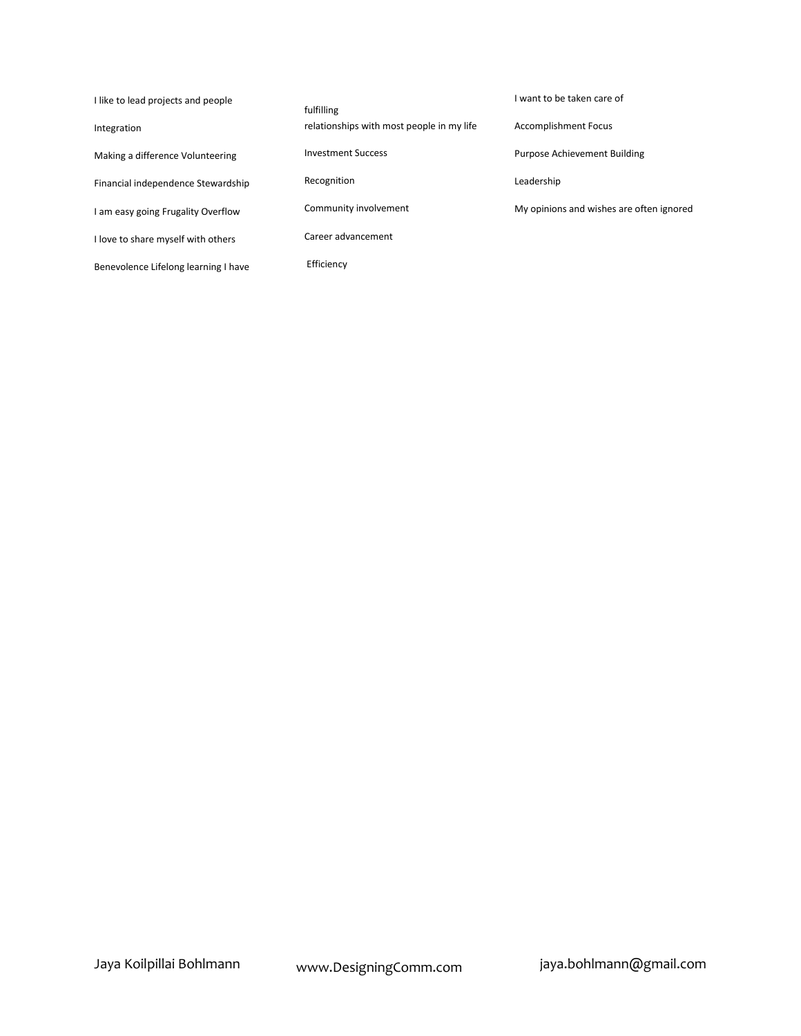I like to lead projects and people

Integration

Making a difference Volunteering

Financial independence Stewardship

I am easy going Frugality Overflow

I love to share myself with others

Benevolence Lifelong learning I have

fulfilling
relationships with most people in my life

Investment Success

Recognition

Community involvement

Career advancement

Efficiency

I want to be taken care of

Accomplishment Focus

Purpose Achievement Building

Leadership

My opinions and wishes are often ignored

Jaya Koilpillai Bohlmann www.DesigningComm.com jaya.bohlmann@gmail.com